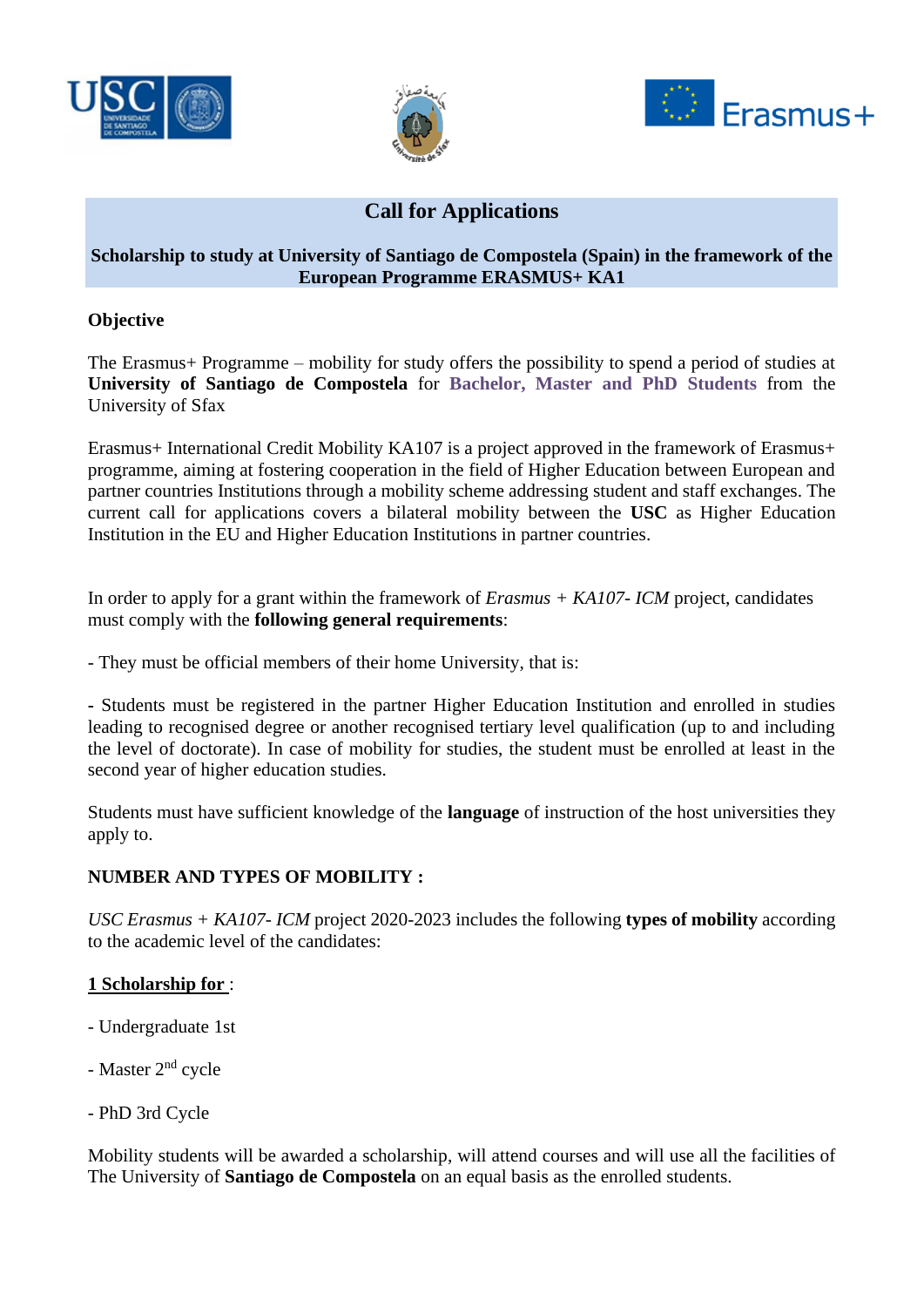# Call for Applications

## Scholarship to study at University of Santiago de Compostela (Spain) in the framework of the European Programme ERASMUS+ KA1

**Objective**

The Erasmus+ Programme – mobility for study offers the possibility to spend a period of studies at **University of Santiago de Compostela** for **Bachelor, Master and PhD Students** from the University of Sfax

Erasmus+ International Credit Mobility KA107 is a project approved in the framework of Erasmus+ programme, aiming at fostering cooperation in the field of Higher Education between European and partner countries Institutions through a mobility scheme addressing student and staff exchanges. The current call for applications covers a bilateral mobility between the **USC** as Higher Education Institution in the EU and Higher Education Institutions in partner countries.

In order to apply for a grant within the framework of *Erasmus + KA107- ICM* project, candidates must comply with the **following general requirements**:

- They must be official members of their home University, that is:

- Students must be registered in the partner Higher Education Institution and enrolled in studies leading to recognised degree or another recognised tertiary level qualification (up to and including the level of doctorate). In case of mobility for studies, the student must be enrolled at least in the second year of higher education studies.

Students must have sufficient knowledge of the **language** of instruction of the host universities they apply to.

**NUMBER AND TYPES OF MOBILITY :**

*USC Erasmus + KA107- ICM* project 2020-2023 includes the following **types of mobility** according to the academic level of the candidates:

**<u>1 Scholarship for</u>** :

- Undergraduate 1st

- Master 2nd cycle

- PhD 3rd Cycle

Mobility students will be awarded a scholarship, will attend courses and will use all the facilities of The University of **Santiago de Compostela** on an equal basis as the enrolled students.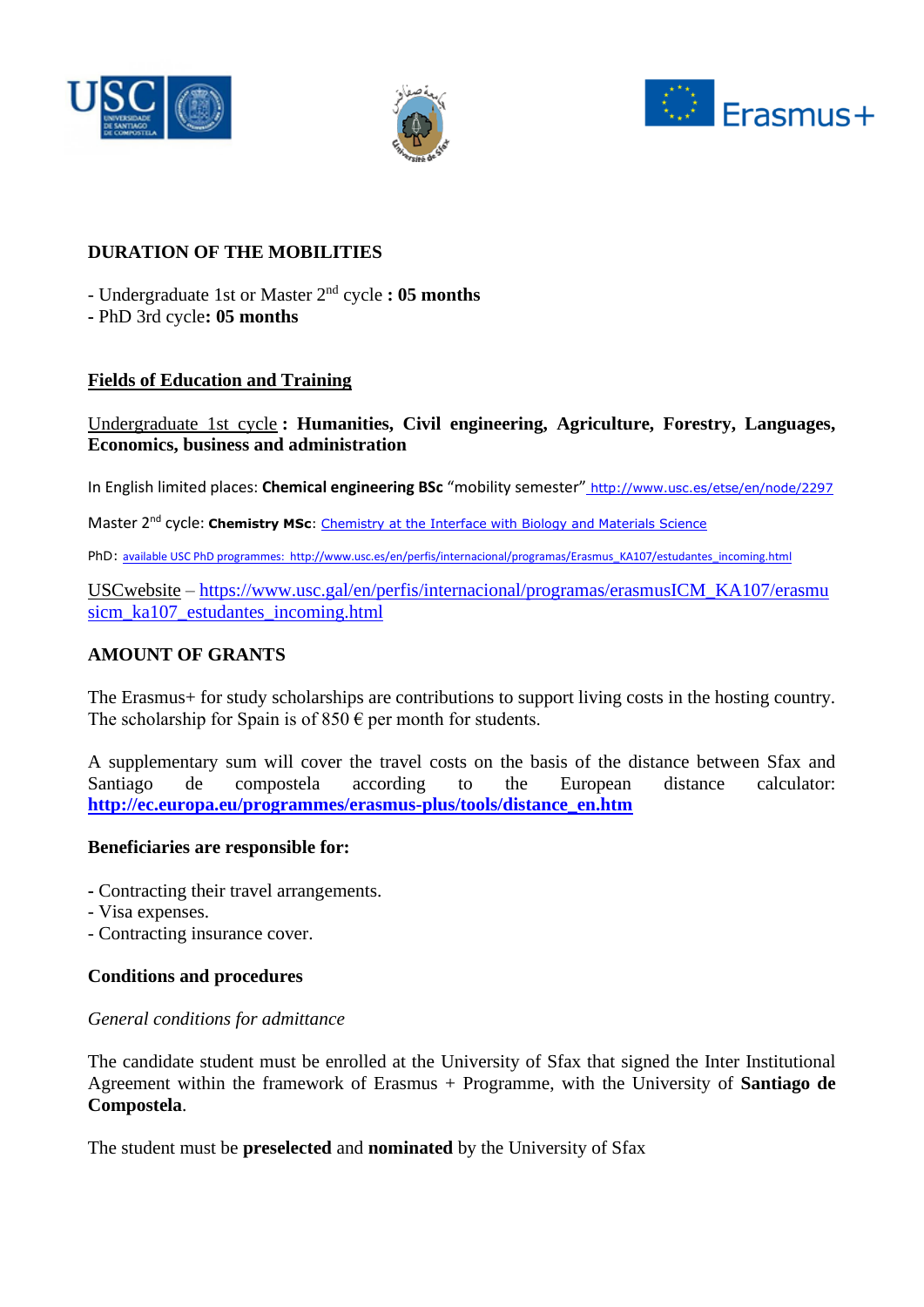**DURATION OF THE MOBILITIES**

- Undergraduate 1st or Master 2nd cycle **: 05 months**
- PhD 3rd cycle**: 05 months**

**Fields of Education and Training**

Undergraduate 1st cycle **: Humanities, Civil engineering, Agriculture, Forestry, Languages, Economics, business and administration**

In English limited places: **Chemical engineering BSc** "mobility semester" [http://www.usc.es/etse/en/node/2297](http://www.usc.es/etse/en/node/2297)

Master 2nd cycle: **Chemistry MSc**: Chemistry at the Interface with Biology and Materials Science

PhD: available USC PhD programmes: [http://www.usc.es/en/perfis/internacional/programas/Erasmus_KA107/estudantes_incoming.html](http://www.usc.es/en/perfis/internacional/programas/Erasmus_KA107/estudantes_incoming.html)

USCwebsite – [https://www.usc.gal/en/perfis/internacional/programas/erasmusICM_KA107/erasmusicm_ka107_estudantes_incoming.html](https://www.usc.gal/en/perfis/internacional/programas/erasmusICM_KA107/erasmusicm_ka107_estudantes_incoming.html)

**AMOUNT OF GRANTS**

The Erasmus+ for study scholarships are contributions to support living costs in the hosting country. The scholarship for Spain is of 850 € per month for students.

A supplementary sum will cover the travel costs on the basis of the distance between Sfax and Santiago de compostela according to the European distance calculator: **[http://ec.europa.eu/programmes/erasmus-plus/tools/distance_en.htm](http://ec.europa.eu/programmes/erasmus-plus/tools/distance_en.htm)**

**Beneficiaries are responsible for:**

- Contracting their travel arrangements.
- Visa expenses.
- Contracting insurance cover.

**Conditions and procedures**

*General conditions for admittance*

The candidate student must be enrolled at the University of Sfax that signed the Inter Institutional Agreement within the framework of Erasmus + Programme, with the University of **Santiago de Compostela**.

The student must be **preselected** and **nominated** by the University of Sfax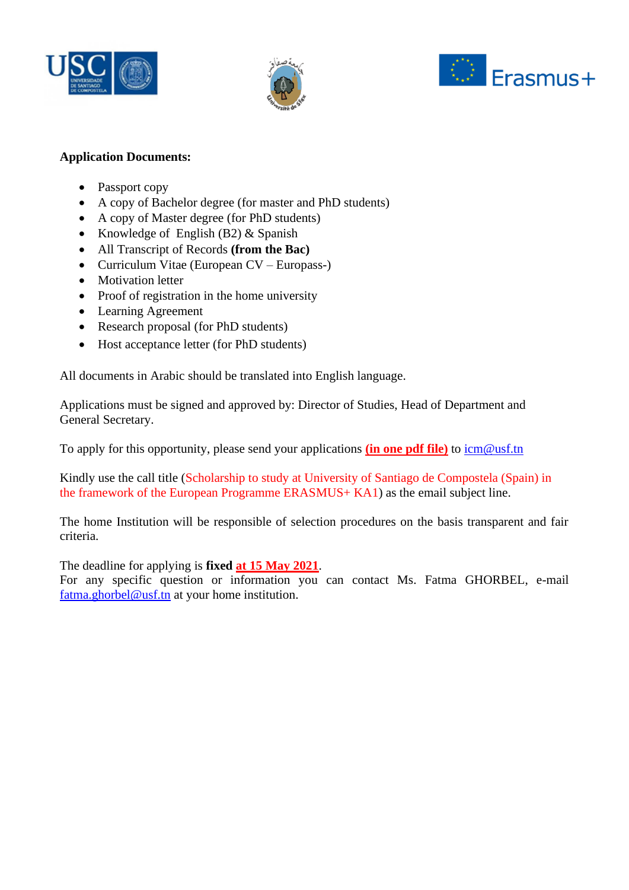**Application Documents:**

- Passport copy
- A copy of Bachelor degree (for master and PhD students)
- A copy of Master degree (for PhD students)
- Knowledge of English (B2) & Spanish
- All Transcript of Records **(from the Bac)**
- Curriculum Vitae (European CV – Europass-)
- Motivation letter
- Proof of registration in the home university
- Learning Agreement
- Research proposal (for PhD students)
- Host acceptance letter (for PhD students)

All documents in Arabic should be translated into English language.

Applications must be signed and approved by: Director of Studies, Head of Department and General Secretary.

To apply for this opportunity, please send your applications **(in one pdf file)** to icm@usf.tn

Kindly use the call title (Scholarship to study at University of Santiago de Compostela (Spain) in the framework of the European Programme ERASMUS+ KA1) as the email subject line.

The home Institution will be responsible of selection procedures on the basis transparent and fair criteria.

The deadline for applying is **fixed** **at 15 May 2021**.
For any specific question or information you can contact Ms. Fatma GHORBEL, e-mail fatma.ghorbel@usf.tn at your home institution.